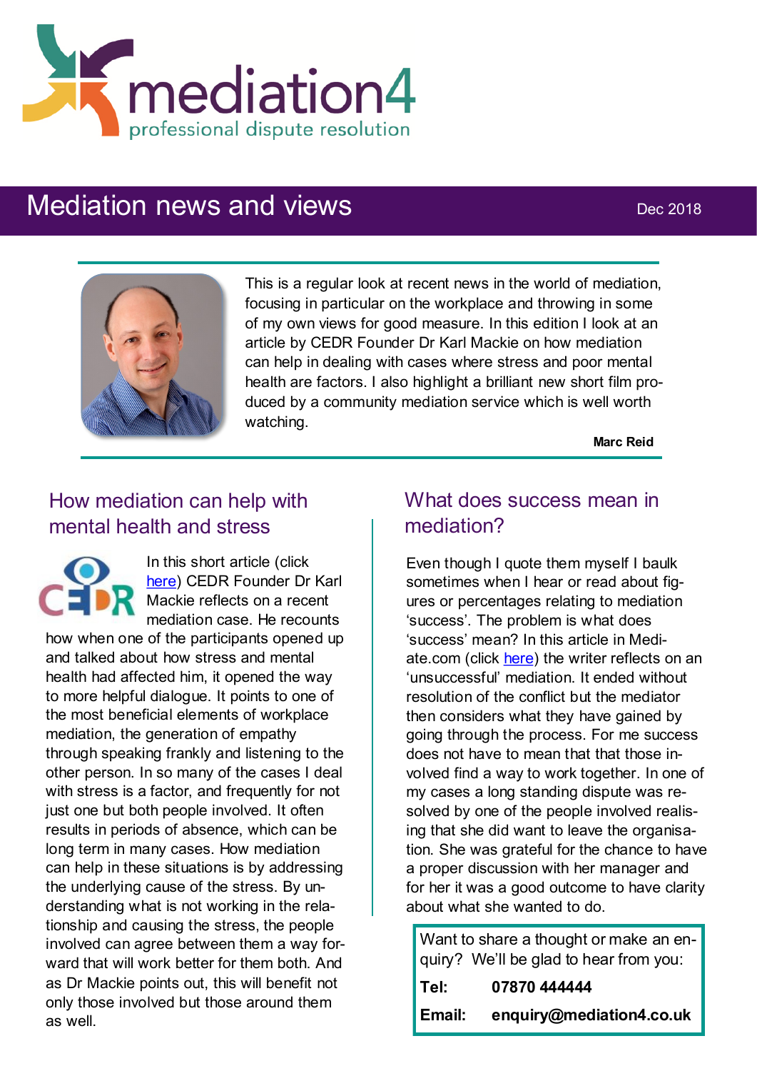mediation4
professional dispute resolution

# Mediation news and views

Dec 2018

This is a regular look at recent news in the world of mediation, focusing in particular on the workplace and throwing in some of my own views for good measure. In this edition I look at an article by CEDR Founder Dr Karl Mackie on how mediation can help in dealing with cases where stress and poor mental health are factors. I also highlight a brilliant new short film produced by a community mediation service which is well worth watching.

**Marc Reid**

## How mediation can help with mental health and stress

In this short article (click here) CEDR Founder Dr Karl Mackie reflects on a recent mediation case. He recounts how when one of the participants opened up and talked about how stress and mental health had affected him, it opened the way to more helpful dialogue. It points to one of the most beneficial elements of workplace mediation, the generation of empathy through speaking frankly and listening to the other person. In so many of the cases I deal with stress is a factor, and frequently for not just one but both people involved. It often results in periods of absence, which can be long term in many cases. How mediation can help in these situations is by addressing the underlying cause of the stress. By understanding what is not working in the relationship and causing the stress, the people involved can agree between them a way forward that will work better for them both. And as Dr Mackie points out, this will benefit not only those involved but those around them as well.

## What does success mean in mediation?

Even though I quote them myself I baulk sometimes when I hear or read about figures or percentages relating to mediation 'success'. The problem is what does 'success' mean? In this article in Mediate.com (click here) the writer reflects on an 'unsuccessful' mediation. It ended without resolution of the conflict but the mediator then considers what they have gained by going through the process. For me success does not have to mean that that those involved find a way to work together. In one of my cases a long standing dispute was resolved by one of the people involved realising that she did want to leave the organisation. She was grateful for the chance to have a proper discussion with her manager and for her it was a good outcome to have clarity about what she wanted to do.

Want to share a thought or make an enquiry? We'll be glad to hear from you:

**Tel:** **07870 444444**

**Email:** **enquiry@mediation4.co.uk**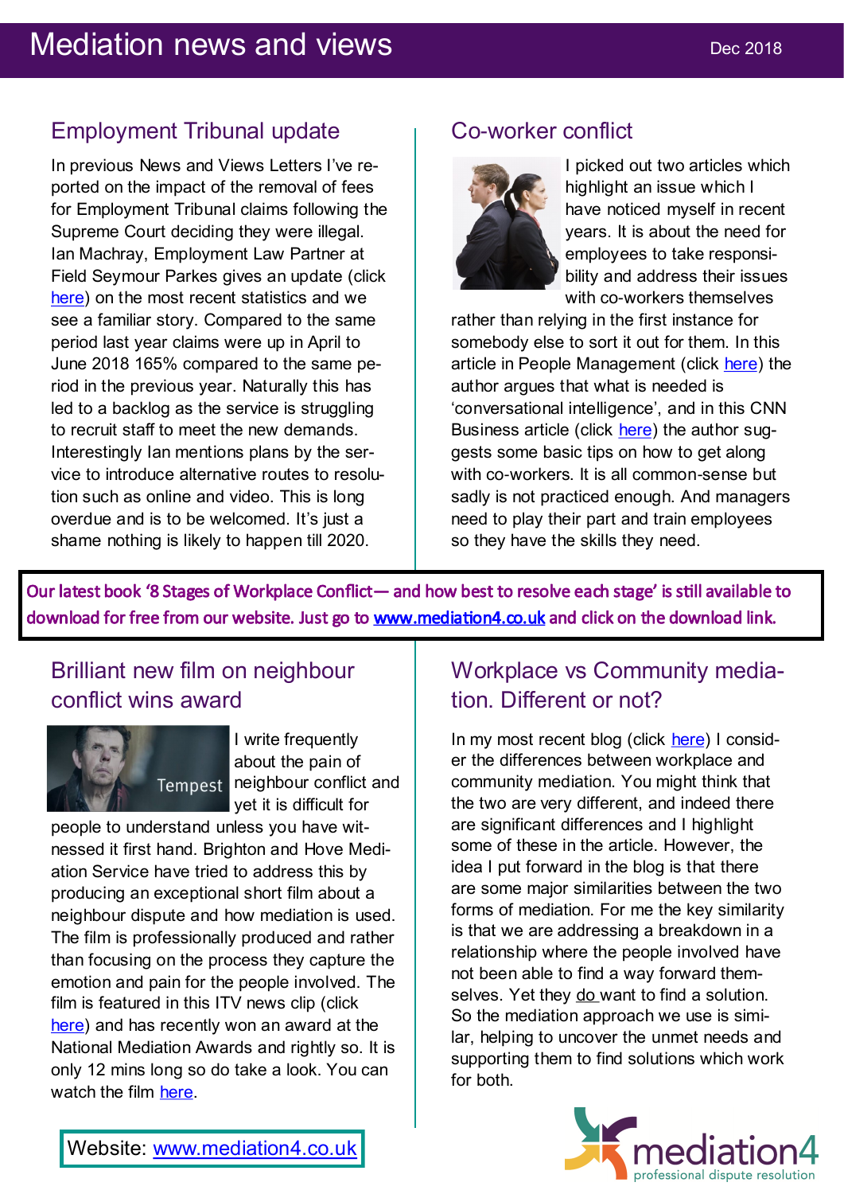# Mediation news and views

Dec 2018

## Employment Tribunal update

In previous News and Views Letters I've reported on the impact of the removal of fees for Employment Tribunal claims following the Supreme Court deciding they were illegal. Ian Machray, Employment Law Partner at Field Seymour Parkes gives an update (click here) on the most recent statistics and we see a familiar story. Compared to the same period last year claims were up in April to June 2018 165% compared to the same period in the previous year. Naturally this has led to a backlog as the service is struggling to recruit staff to meet the new demands. Interestingly Ian mentions plans by the service to introduce alternative routes to resolution such as online and video. This is long overdue and is to be welcomed. It's just a shame nothing is likely to happen till 2020.

## Co-worker conflict

I picked out two articles which highlight an issue which I have noticed myself in recent years. It is about the need for employees to take responsibility and address their issues with co-workers themselves rather than relying in the first instance for somebody else to sort it out for them. In this article in People Management (click here) the author argues that what is needed is 'conversational intelligence', and in this CNN Business article (click here) the author suggests some basic tips on how to get along with co-workers. It is all common-sense but sadly is not practiced enough. And managers need to play their part and train employees so they have the skills they need.

**Our latest book '8 Stages of Workplace Conflict— and how best to resolve each stage' is still available to download for free from our website. Just go to www.mediation4.co.uk and click on the download link.**

## Brilliant new film on neighbour conflict wins award

I write frequently about the pain of neighbour conflict and yet it is difficult for people to understand unless you have witnessed it first hand. Brighton and Hove Mediation Service have tried to address this by producing an exceptional short film about a neighbour dispute and how mediation is used. The film is professionally produced and rather than focusing on the process they capture the emotion and pain for the people involved. The film is featured in this ITV news clip (click here) and has recently won an award at the National Mediation Awards and rightly so. It is only 12 mins long so do take a look. You can watch the film here.

## Workplace vs Community mediation. Different or not?

In my most recent blog (click here) I consider the differences between workplace and community mediation. You might think that the two are very different, and indeed there are significant differences and I highlight some of these in the article. However, the idea I put forward in the blog is that there are some major similarities between the two forms of mediation. For me the key similarity is that we are addressing a breakdown in a relationship where the people involved have not been able to find a way forward themselves. Yet they do want to find a solution. So the mediation approach we use is similar, helping to uncover the unmet needs and supporting them to find solutions which work for both.

Website: www.mediation4.co.uk

mediation4
professional dispute resolution